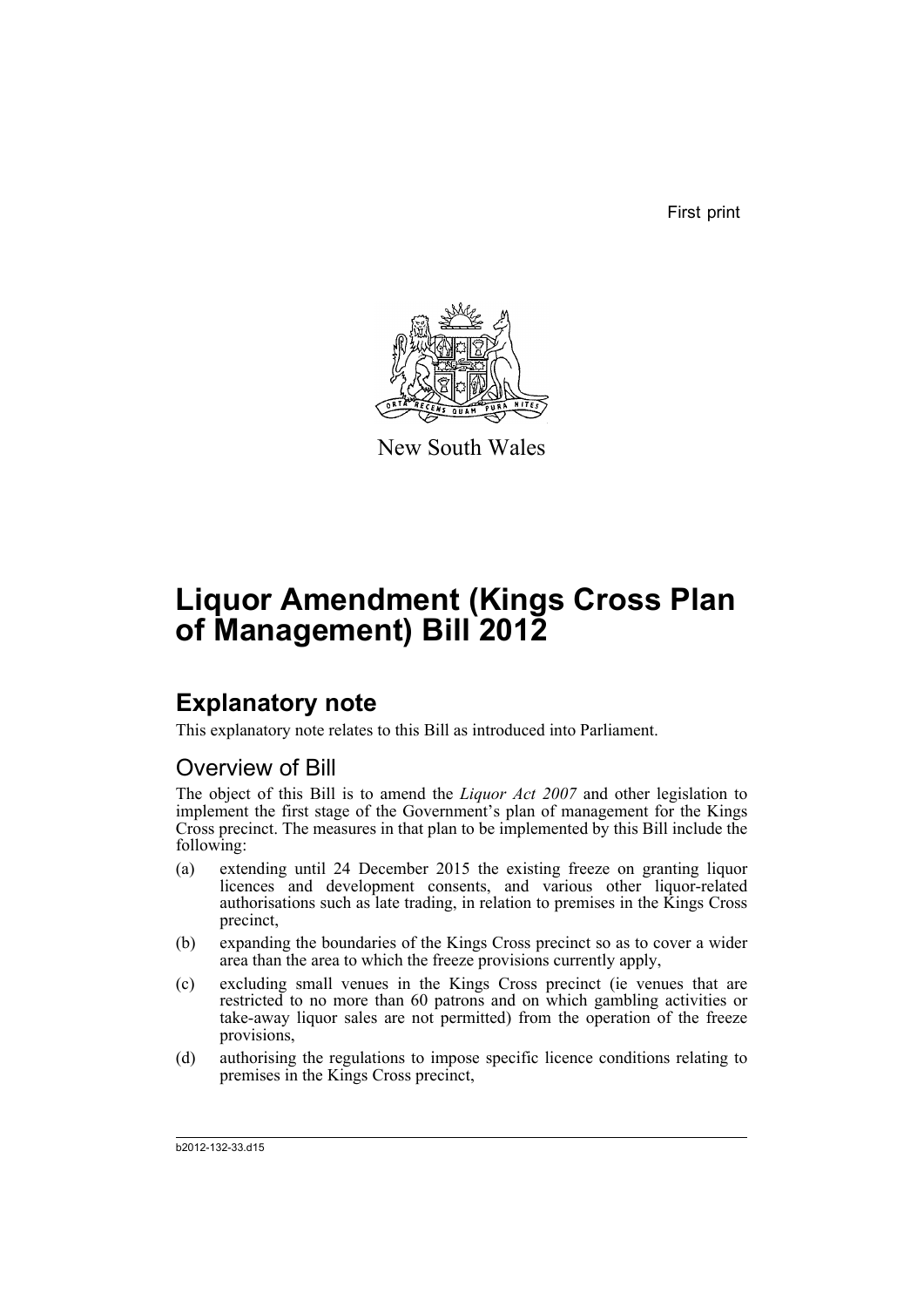First print

New South Wales

# Liquor Amendment (Kings Cross Plan of Management) Bill 2012

## Explanatory note

This explanatory note relates to this Bill as introduced into Parliament.

### Overview of Bill

The object of this Bill is to amend the *Liquor Act 2007* and other legislation to implement the first stage of the Government's plan of management for the Kings Cross precinct. The measures in that plan to be implemented by this Bill include the following:

(a) extending until 24 December 2015 the existing freeze on granting liquor licences and development consents, and various other liquor-related authorisations such as late trading, in relation to premises in the Kings Cross precinct,

(b) expanding the boundaries of the Kings Cross precinct so as to cover a wider area than the area to which the freeze provisions currently apply,

(c) excluding small venues in the Kings Cross precinct (ie venues that are restricted to no more than 60 patrons and on which gambling activities or take-away liquor sales are not permitted) from the operation of the freeze provisions,

(d) authorising the regulations to impose specific licence conditions relating to premises in the Kings Cross precinct,

b2012-132-33.d15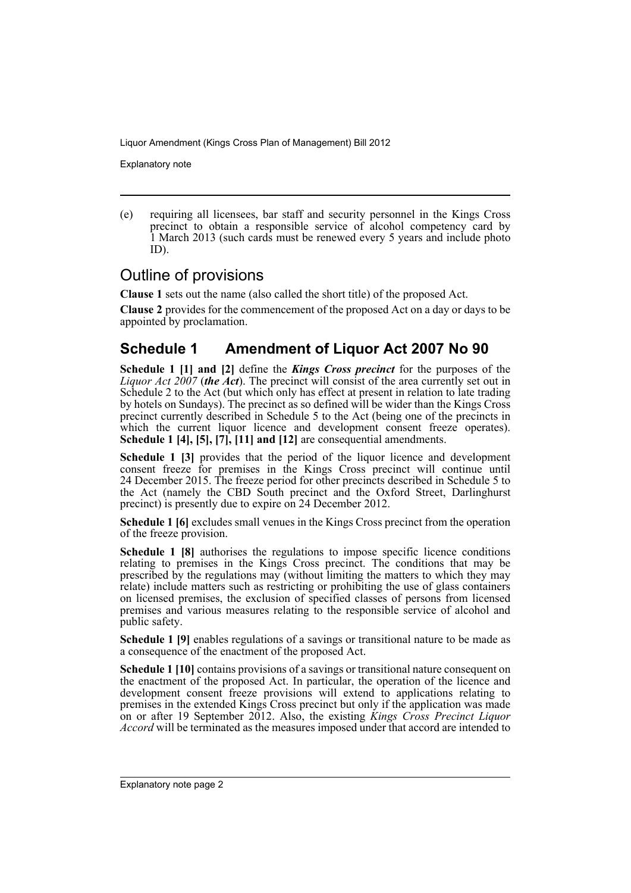(e) requiring all licensees, bar staff and security personnel in the Kings Cross precinct to obtain a responsible service of alcohol competency card by 1 March 2013 (such cards must be renewed every 5 years and include photo ID).

## Outline of provisions

**Clause 1** sets out the name (also called the short title) of the proposed Act.

**Clause 2** provides for the commencement of the proposed Act on a day or days to be appointed by proclamation.

### Schedule 1 Amendment of Liquor Act 2007 No 90

**Schedule 1 [1] and [2]** define the ***Kings Cross precinct*** for the purposes of the *Liquor Act 2007* (***the Act***). The precinct will consist of the area currently set out in Schedule 2 to the Act (but which only has effect at present in relation to late trading by hotels on Sundays). The precinct as so defined will be wider than the Kings Cross precinct currently described in Schedule 5 to the Act (being one of the precincts in which the current liquor licence and development consent freeze operates). **Schedule 1 [4], [5], [7], [11] and [12]** are consequential amendments.

**Schedule 1 [3]** provides that the period of the liquor licence and development consent freeze for premises in the Kings Cross precinct will continue until 24 December 2015. The freeze period for other precincts described in Schedule 5 to the Act (namely the CBD South precinct and the Oxford Street, Darlinghurst precinct) is presently due to expire on 24 December 2012.

**Schedule 1 [6]** excludes small venues in the Kings Cross precinct from the operation of the freeze provision.

**Schedule 1 [8]** authorises the regulations to impose specific licence conditions relating to premises in the Kings Cross precinct. The conditions that may be prescribed by the regulations may (without limiting the matters to which they may relate) include matters such as restricting or prohibiting the use of glass containers on licensed premises, the exclusion of specified classes of persons from licensed premises and various measures relating to the responsible service of alcohol and public safety.

**Schedule 1 [9]** enables regulations of a savings or transitional nature to be made as a consequence of the enactment of the proposed Act.

**Schedule 1 [10]** contains provisions of a savings or transitional nature consequent on the enactment of the proposed Act. In particular, the operation of the licence and development consent freeze provisions will extend to applications relating to premises in the extended Kings Cross precinct but only if the application was made on or after 19 September 2012. Also, the existing *Kings Cross Precinct Liquor Accord* will be terminated as the measures imposed under that accord are intended to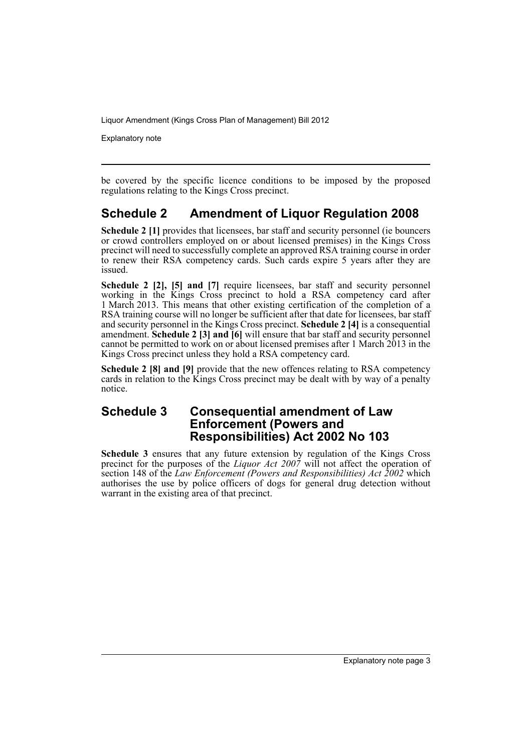be covered by the specific licence conditions to be imposed by the proposed regulations relating to the Kings Cross precinct.

## Schedule 2 Amendment of Liquor Regulation 2008

**Schedule 2 [1]** provides that licensees, bar staff and security personnel (ie bouncers or crowd controllers employed on or about licensed premises) in the Kings Cross precinct will need to successfully complete an approved RSA training course in order to renew their RSA competency cards. Such cards expire 5 years after they are issued.

**Schedule 2 [2], [5] and [7]** require licensees, bar staff and security personnel working in the Kings Cross precinct to hold a RSA competency card after 1 March 2013. This means that other existing certification of the completion of a RSA training course will no longer be sufficient after that date for licensees, bar staff and security personnel in the Kings Cross precinct. **Schedule 2 [4]** is a consequential amendment. **Schedule 2 [3] and [6]** will ensure that bar staff and security personnel cannot be permitted to work on or about licensed premises after 1 March 2013 in the Kings Cross precinct unless they hold a RSA competency card.

**Schedule 2 [8] and [9]** provide that the new offences relating to RSA competency cards in relation to the Kings Cross precinct may be dealt with by way of a penalty notice.

## Schedule 3 Consequential amendment of Law Enforcement (Powers and Responsibilities) Act 2002 No 103

**Schedule 3** ensures that any future extension by regulation of the Kings Cross precinct for the purposes of the *Liquor Act 2007* will not affect the operation of section 148 of the *Law Enforcement (Powers and Responsibilities) Act 2002* which authorises the use by police officers of dogs for general drug detection without warrant in the existing area of that precinct.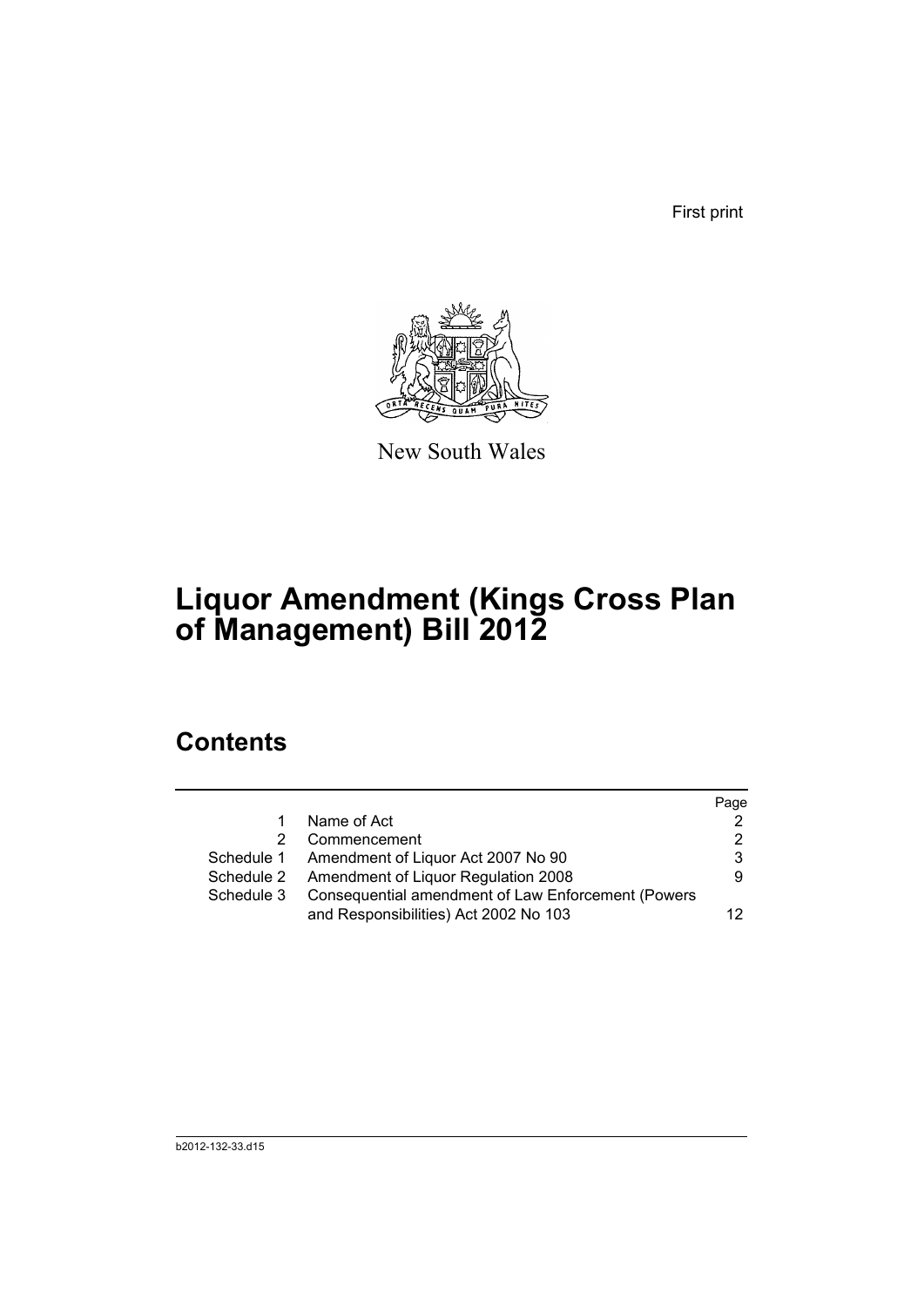First print

New South Wales

# Liquor Amendment (Kings Cross Plan of Management) Bill 2012

## Contents

| | | Page |
|---|---|---|
| 1 | Name of Act | 2 |
| 2 | Commencement | 2 |
| Schedule 1 | Amendment of Liquor Act 2007 No 90 | 3 |
| Schedule 2 | Amendment of Liquor Regulation 2008 | 9 |
| Schedule 3 | Consequential amendment of Law Enforcement (Powers and Responsibilities) Act 2002 No 103 | 12 |

b2012-132-33.d15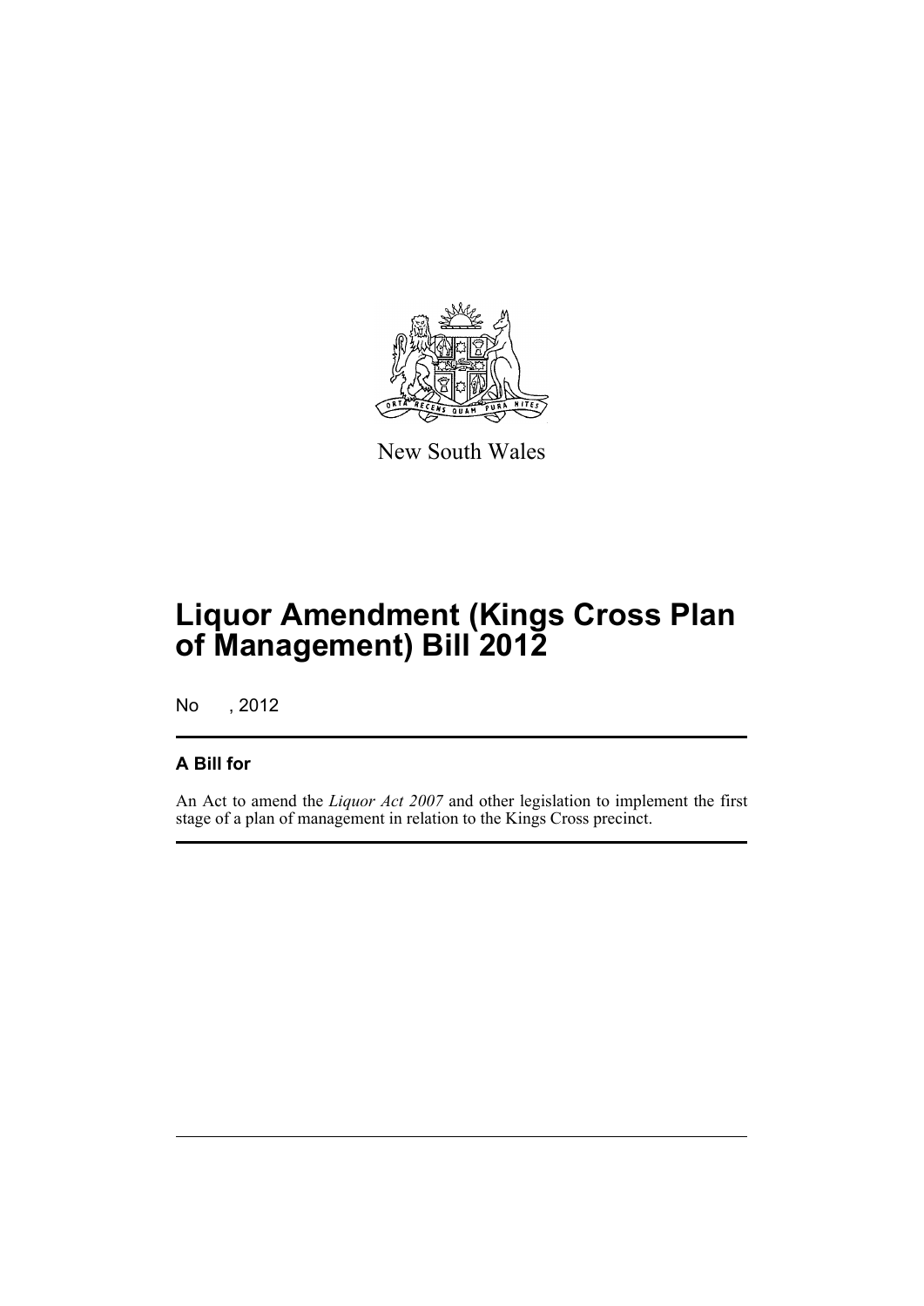New South Wales

# Liquor Amendment (Kings Cross Plan of Management) Bill 2012

No , 2012

## A Bill for

An Act to amend the *Liquor Act 2007* and other legislation to implement the first stage of a plan of management in relation to the Kings Cross precinct.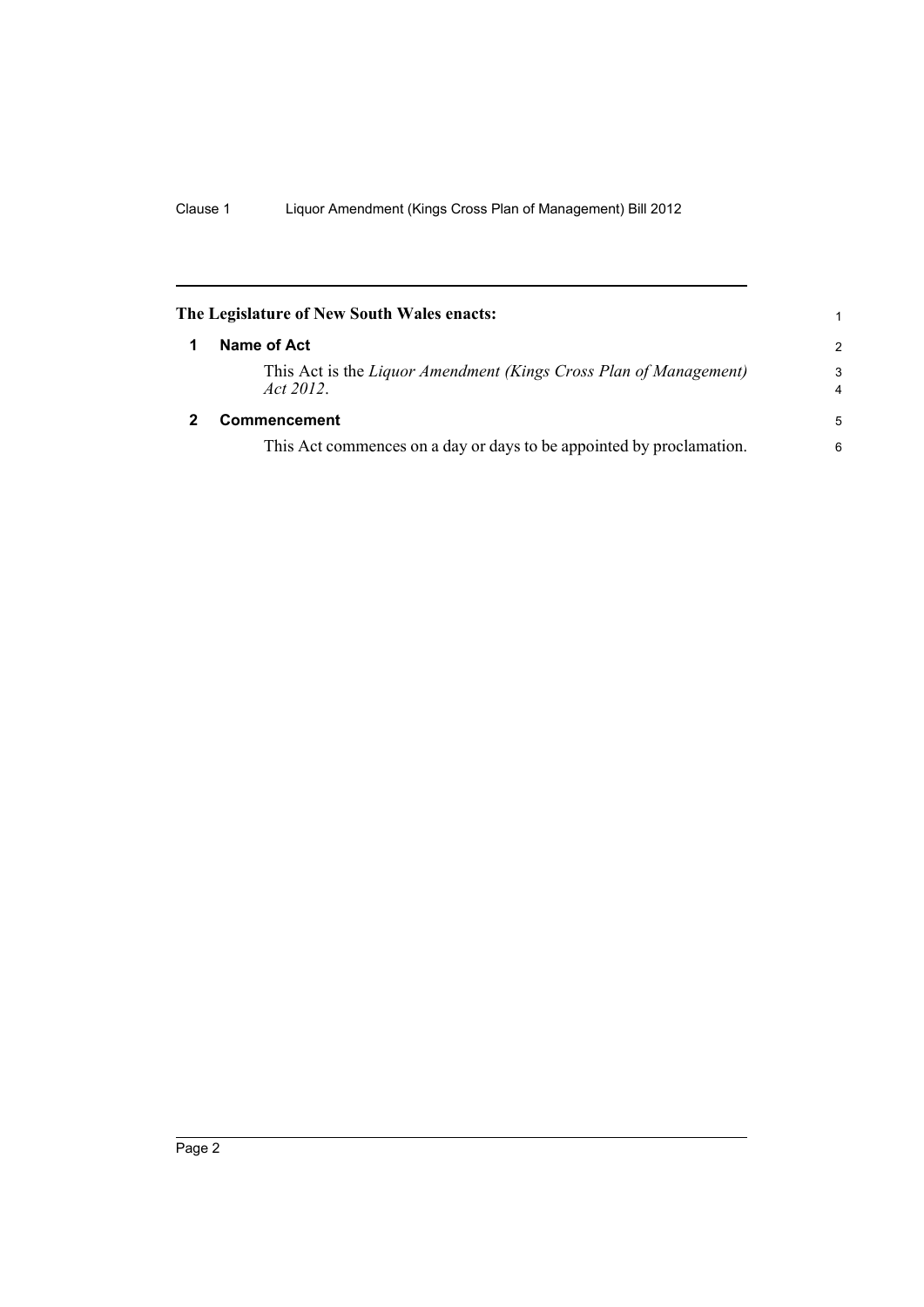**The Legislature of New South Wales enacts:**

## 1 Name of Act

This Act is the *Liquor Amendment (Kings Cross Plan of Management) Act 2012*.

## 2 Commencement

This Act commences on a day or days to be appointed by proclamation.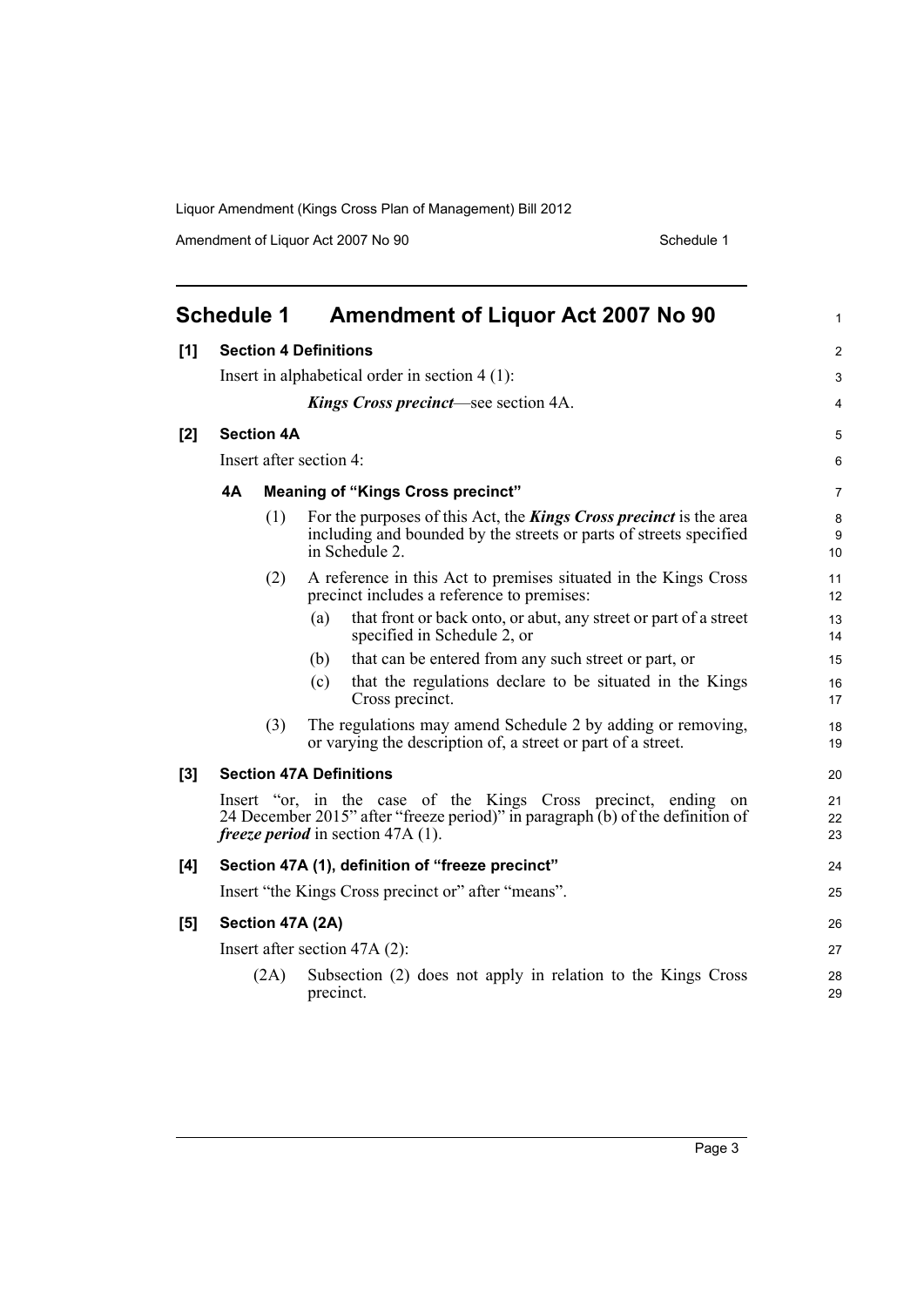# Schedule 1 Amendment of Liquor Act 2007 No 90

**[1] Section 4 Definitions**

Insert in alphabetical order in section 4 (1):

> ***Kings Cross precinct***—see section 4A.

**[2] Section 4A**

Insert after section 4:

**4A Meaning of "Kings Cross precinct"**

(1) For the purposes of this Act, the ***Kings Cross precinct*** is the area including and bounded by the streets or parts of streets specified in Schedule 2.

(2) A reference in this Act to premises situated in the Kings Cross precinct includes a reference to premises:

(a) that front or back onto, or abut, any street or part of a street specified in Schedule 2, or

(b) that can be entered from any such street or part, or

(c) that the regulations declare to be situated in the Kings Cross precinct.

(3) The regulations may amend Schedule 2 by adding or removing, or varying the description of, a street or part of a street.

**[3] Section 47A Definitions**

Insert "or, in the case of the Kings Cross precinct, ending on 24 December 2015" after "freeze period)" in paragraph (b) of the definition of ***freeze period*** in section 47A (1).

**[4] Section 47A (1), definition of "freeze precinct"**

Insert "the Kings Cross precinct or" after "means".

**[5] Section 47A (2A)**

Insert after section 47A (2):

(2A) Subsection (2) does not apply in relation to the Kings Cross precinct.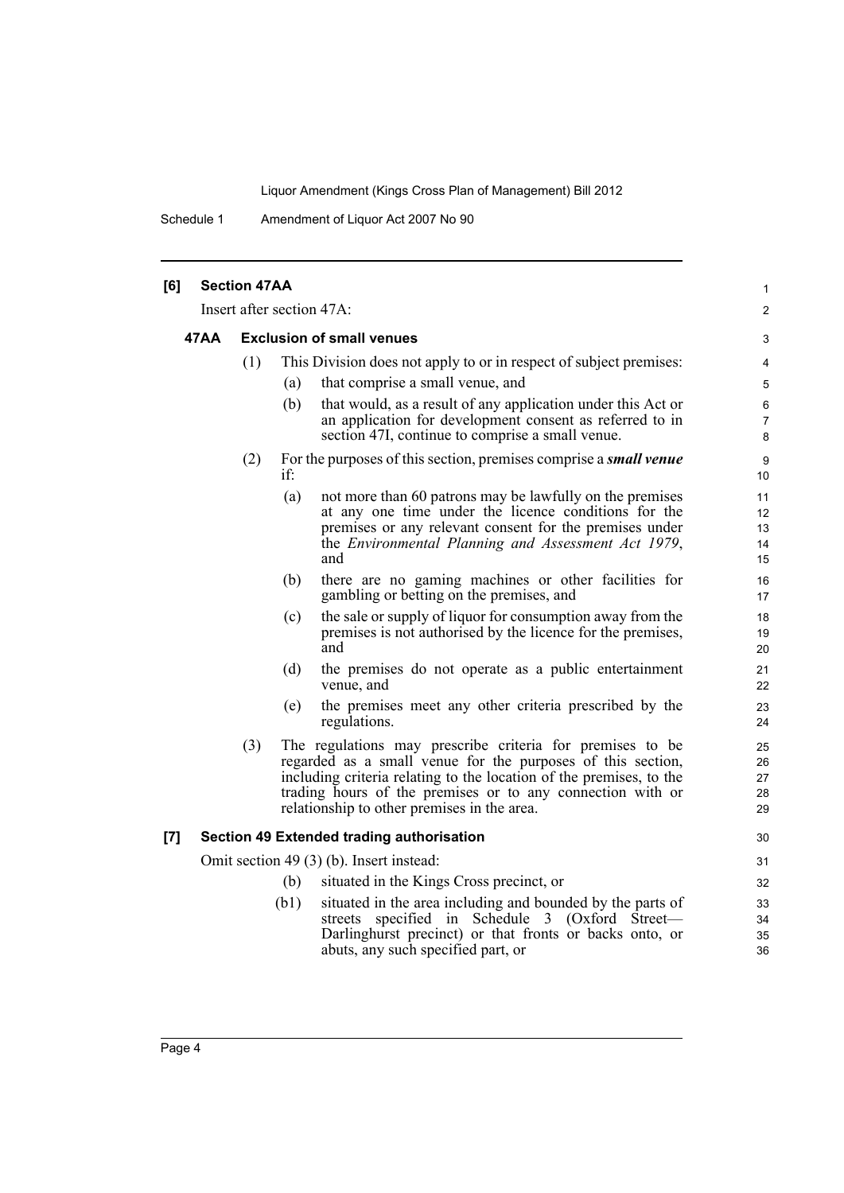**[6] Section 47AA**

Insert after section 47A:

**47AA Exclusion of small venues**

(1) This Division does not apply to or in respect of subject premises:

(a) that comprise a small venue, and

(b) that would, as a result of any application under this Act or an application for development consent as referred to in section 47I, continue to comprise a small venue.

(2) For the purposes of this section, premises comprise a ***small venue*** if:

(a) not more than 60 patrons may be lawfully on the premises at any one time under the licence conditions for the premises or any relevant consent for the premises under the *Environmental Planning and Assessment Act 1979*, and

(b) there are no gaming machines or other facilities for gambling or betting on the premises, and

(c) the sale or supply of liquor for consumption away from the premises is not authorised by the licence for the premises, and

(d) the premises do not operate as a public entertainment venue, and

(e) the premises meet any other criteria prescribed by the regulations.

(3) The regulations may prescribe criteria for premises to be regarded as a small venue for the purposes of this section, including criteria relating to the location of the premises, to the trading hours of the premises or to any connection with or relationship to other premises in the area.

**[7] Section 49 Extended trading authorisation**

Omit section 49 (3) (b). Insert instead:

(b) situated in the Kings Cross precinct, or

(b1) situated in the area including and bounded by the parts of streets specified in Schedule 3 (Oxford Street—Darlinghurst precinct) or that fronts or backs onto, or abuts, any such specified part, or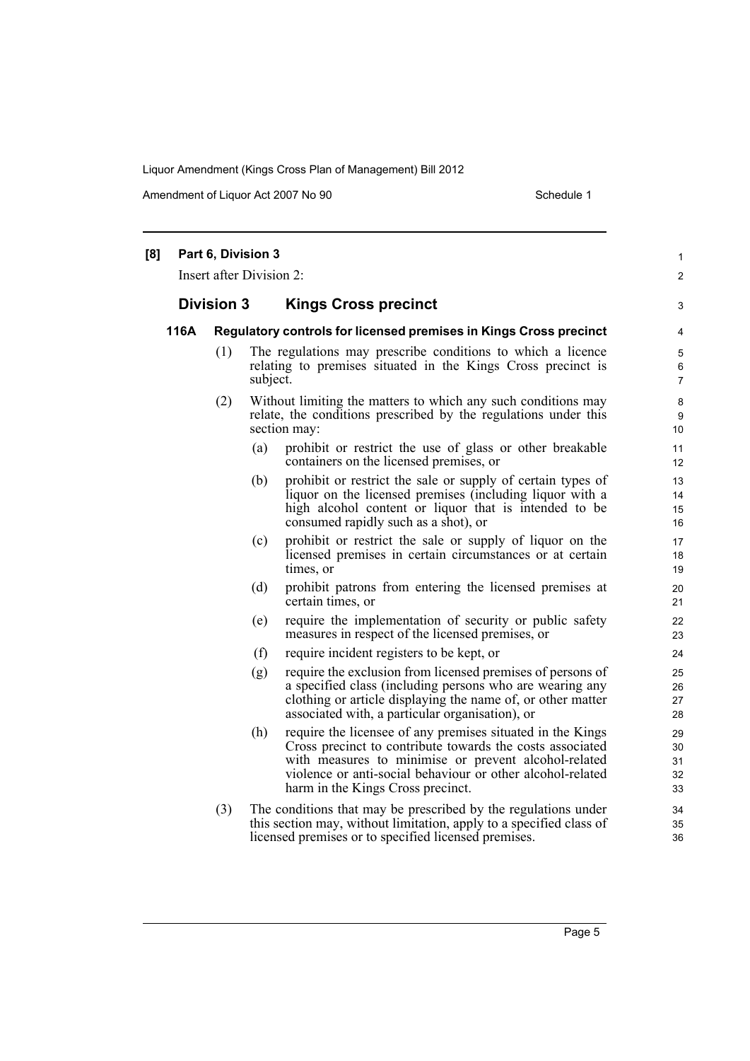**[8] Part 6, Division 3**

Insert after Division 2:

## Division 3 Kings Cross precinct

### 116A Regulatory controls for licensed premises in Kings Cross precinct

(1) The regulations may prescribe conditions to which a licence relating to premises situated in the Kings Cross precinct is subject.

(2) Without limiting the matters to which any such conditions may relate, the conditions prescribed by the regulations under this section may:

(a) prohibit or restrict the use of glass or other breakable containers on the licensed premises, or

(b) prohibit or restrict the sale or supply of certain types of liquor on the licensed premises (including liquor with a high alcohol content or liquor that is intended to be consumed rapidly such as a shot), or

(c) prohibit or restrict the sale or supply of liquor on the licensed premises in certain circumstances or at certain times, or

(d) prohibit patrons from entering the licensed premises at certain times, or

(e) require the implementation of security or public safety measures in respect of the licensed premises, or

(f) require incident registers to be kept, or

(g) require the exclusion from licensed premises of persons of a specified class (including persons who are wearing any clothing or article displaying the name of, or other matter associated with, a particular organisation), or

(h) require the licensee of any premises situated in the Kings Cross precinct to contribute towards the costs associated with measures to minimise or prevent alcohol-related violence or anti-social behaviour or other alcohol-related harm in the Kings Cross precinct.

(3) The conditions that may be prescribed by the regulations under this section may, without limitation, apply to a specified class of licensed premises or to specified licensed premises.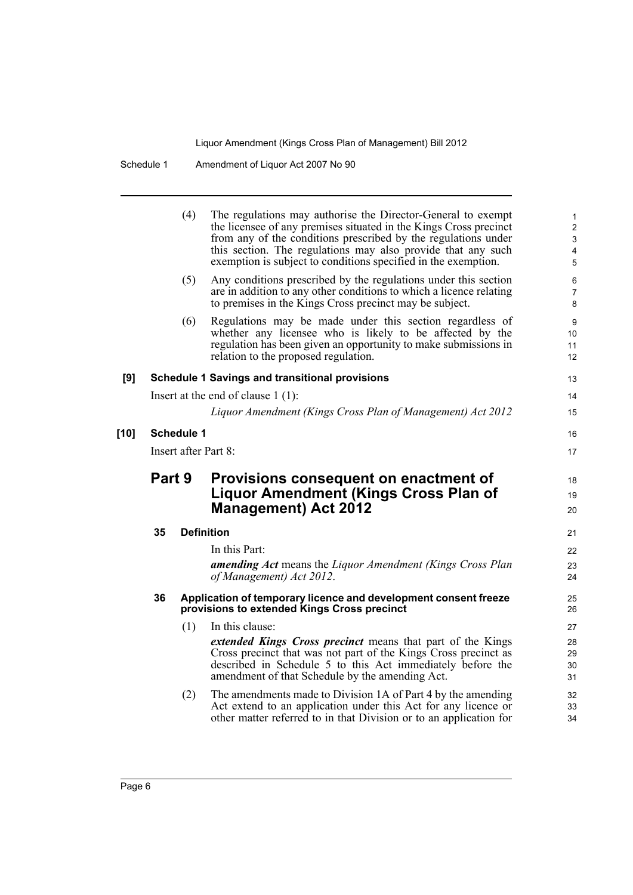(4) The regulations may authorise the Director-General to exempt the licensee of any premises situated in the Kings Cross precinct from any of the conditions prescribed by the regulations under this section. The regulations may also provide that any such exemption is subject to conditions specified in the exemption.

(5) Any conditions prescribed by the regulations under this section are in addition to any other conditions to which a licence relating to premises in the Kings Cross precinct may be subject.

(6) Regulations may be made under this section regardless of whether any licensee who is likely to be affected by the regulation has been given an opportunity to make submissions in relation to the proposed regulation.

**[9] Schedule 1 Savings and transitional provisions**

Insert at the end of clause 1 (1):

*Liquor Amendment (Kings Cross Plan of Management) Act 2012*

**[10] Schedule 1**

Insert after Part 8:

## Part 9 Provisions consequent on enactment of Liquor Amendment (Kings Cross Plan of Management) Act 2012

### 35 Definition

In this Part:

***amending Act*** means the *Liquor Amendment (Kings Cross Plan of Management) Act 2012*.

### 36 Application of temporary licence and development consent freeze provisions to extended Kings Cross precinct

(1) In this clause:

***extended Kings Cross precinct*** means that part of the Kings Cross precinct that was not part of the Kings Cross precinct as described in Schedule 5 to this Act immediately before the amendment of that Schedule by the amending Act.

(2) The amendments made to Division 1A of Part 4 by the amending Act extend to an application under this Act for any licence or other matter referred to in that Division or to an application for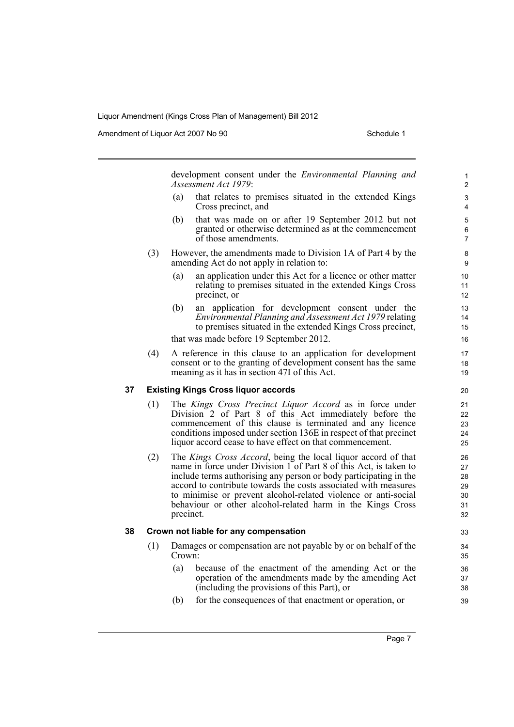development consent under the *Environmental Planning and Assessment Act 1979*:

(a) that relates to premises situated in the extended Kings Cross precinct, and

(b) that was made on or after 19 September 2012 but not granted or otherwise determined as at the commencement of those amendments.

(3) However, the amendments made to Division 1A of Part 4 by the amending Act do not apply in relation to:

(a) an application under this Act for a licence or other matter relating to premises situated in the extended Kings Cross precinct, or

(b) an application for development consent under the *Environmental Planning and Assessment Act 1979* relating to premises situated in the extended Kings Cross precinct,

that was made before 19 September 2012.

(4) A reference in this clause to an application for development consent or to the granting of development consent has the same meaning as it has in section 47I of this Act.

**37 Existing Kings Cross liquor accords**

(1) The *Kings Cross Precinct Liquor Accord* as in force under Division 2 of Part 8 of this Act immediately before the commencement of this clause is terminated and any licence conditions imposed under section 136E in respect of that precinct liquor accord cease to have effect on that commencement.

(2) The *Kings Cross Accord*, being the local liquor accord of that name in force under Division 1 of Part 8 of this Act, is taken to include terms authorising any person or body participating in the accord to contribute towards the costs associated with measures to minimise or prevent alcohol-related violence or anti-social behaviour or other alcohol-related harm in the Kings Cross precinct.

**38 Crown not liable for any compensation**

(1) Damages or compensation are not payable by or on behalf of the Crown:

(a) because of the enactment of the amending Act or the operation of the amendments made by the amending Act (including the provisions of this Part), or

(b) for the consequences of that enactment or operation, or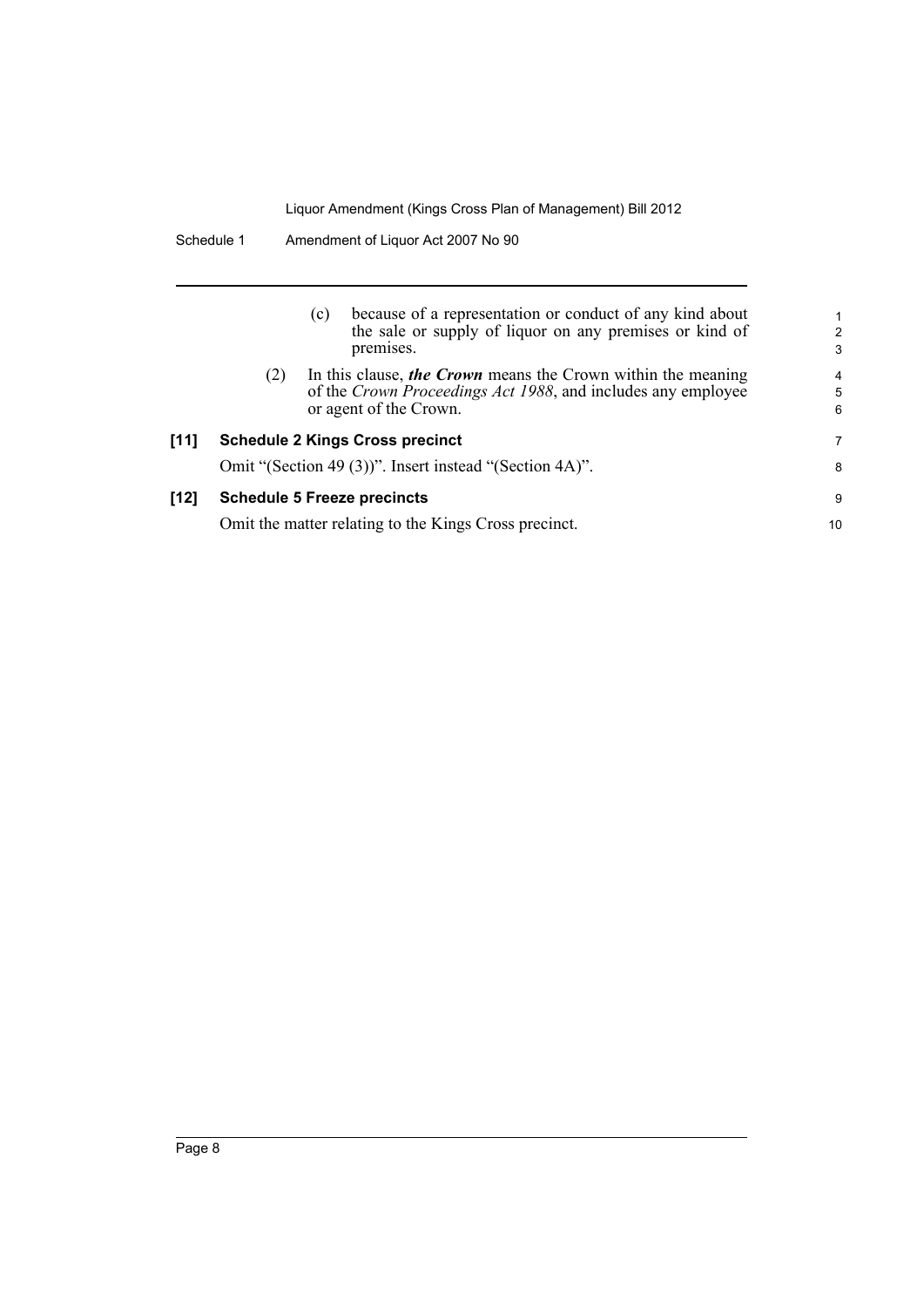(c) because of a representation or conduct of any kind about the sale or supply of liquor on any premises or kind of premises.

(2) In this clause, ***the Crown*** means the Crown within the meaning of the *Crown Proceedings Act 1988*, and includes any employee or agent of the Crown.

**[11] Schedule 2 Kings Cross precinct**

Omit "(Section 49 (3))". Insert instead "(Section 4A)".

**[12] Schedule 5 Freeze precincts**

Omit the matter relating to the Kings Cross precinct.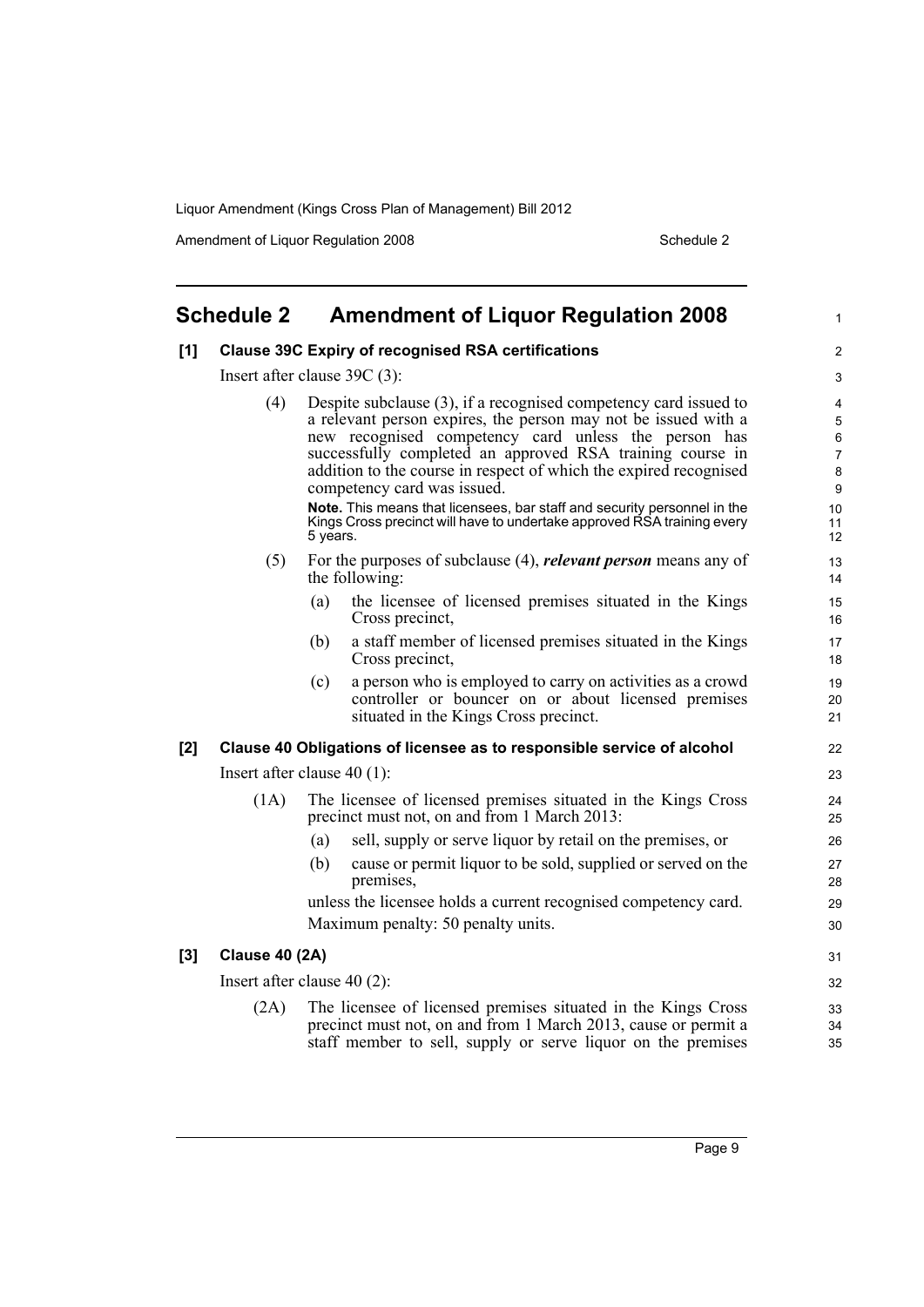# Schedule 2 Amendment of Liquor Regulation 2008

**[1] Clause 39C Expiry of recognised RSA certifications**

Insert after clause 39C (3):

(4) Despite subclause (3), if a recognised competency card issued to a relevant person expires, the person may not be issued with a new recognised competency card unless the person has successfully completed an approved RSA training course in addition to the course in respect of which the expired recognised competency card was issued.

**Note.** This means that licensees, bar staff and security personnel in the Kings Cross precinct will have to undertake approved RSA training every 5 years.

(5) For the purposes of subclause (4), ***relevant person*** means any of the following:

(a) the licensee of licensed premises situated in the Kings Cross precinct,

(b) a staff member of licensed premises situated in the Kings Cross precinct,

(c) a person who is employed to carry on activities as a crowd controller or bouncer on or about licensed premises situated in the Kings Cross precinct.

**[2] Clause 40 Obligations of licensee as to responsible service of alcohol**

Insert after clause 40 (1):

(1A) The licensee of licensed premises situated in the Kings Cross precinct must not, on and from 1 March 2013:

(a) sell, supply or serve liquor by retail on the premises, or

(b) cause or permit liquor to be sold, supplied or served on the premises,

unless the licensee holds a current recognised competency card.

Maximum penalty: 50 penalty units.

**[3] Clause 40 (2A)**

Insert after clause 40 (2):

(2A) The licensee of licensed premises situated in the Kings Cross precinct must not, on and from 1 March 2013, cause or permit a staff member to sell, supply or serve liquor on the premises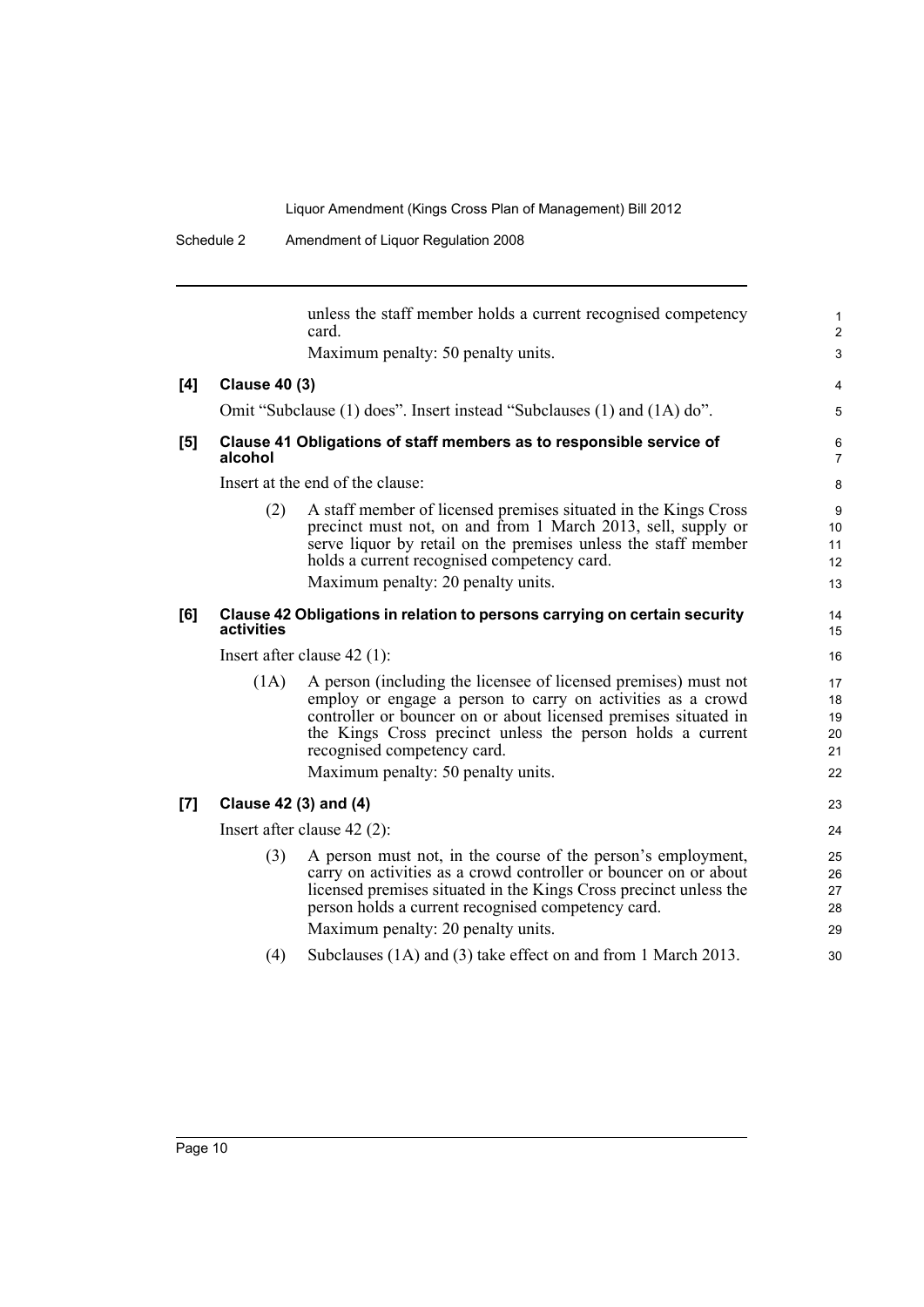unless the staff member holds a current recognised competency card.

Maximum penalty: 50 penalty units.

**[4] Clause 40 (3)**

Omit "Subclause (1) does". Insert instead "Subclauses (1) and (1A) do".

**[5] Clause 41 Obligations of staff members as to responsible service of alcohol**

Insert at the end of the clause:

(2) A staff member of licensed premises situated in the Kings Cross precinct must not, on and from 1 March 2013, sell, supply or serve liquor by retail on the premises unless the staff member holds a current recognised competency card.

Maximum penalty: 20 penalty units.

**[6] Clause 42 Obligations in relation to persons carrying on certain security activities**

Insert after clause 42 (1):

(1A) A person (including the licensee of licensed premises) must not employ or engage a person to carry on activities as a crowd controller or bouncer on or about licensed premises situated in the Kings Cross precinct unless the person holds a current recognised competency card.

Maximum penalty: 50 penalty units.

**[7] Clause 42 (3) and (4)**

Insert after clause 42 (2):

(3) A person must not, in the course of the person's employment, carry on activities as a crowd controller or bouncer on or about licensed premises situated in the Kings Cross precinct unless the person holds a current recognised competency card.

Maximum penalty: 20 penalty units.

(4) Subclauses (1A) and (3) take effect on and from 1 March 2013.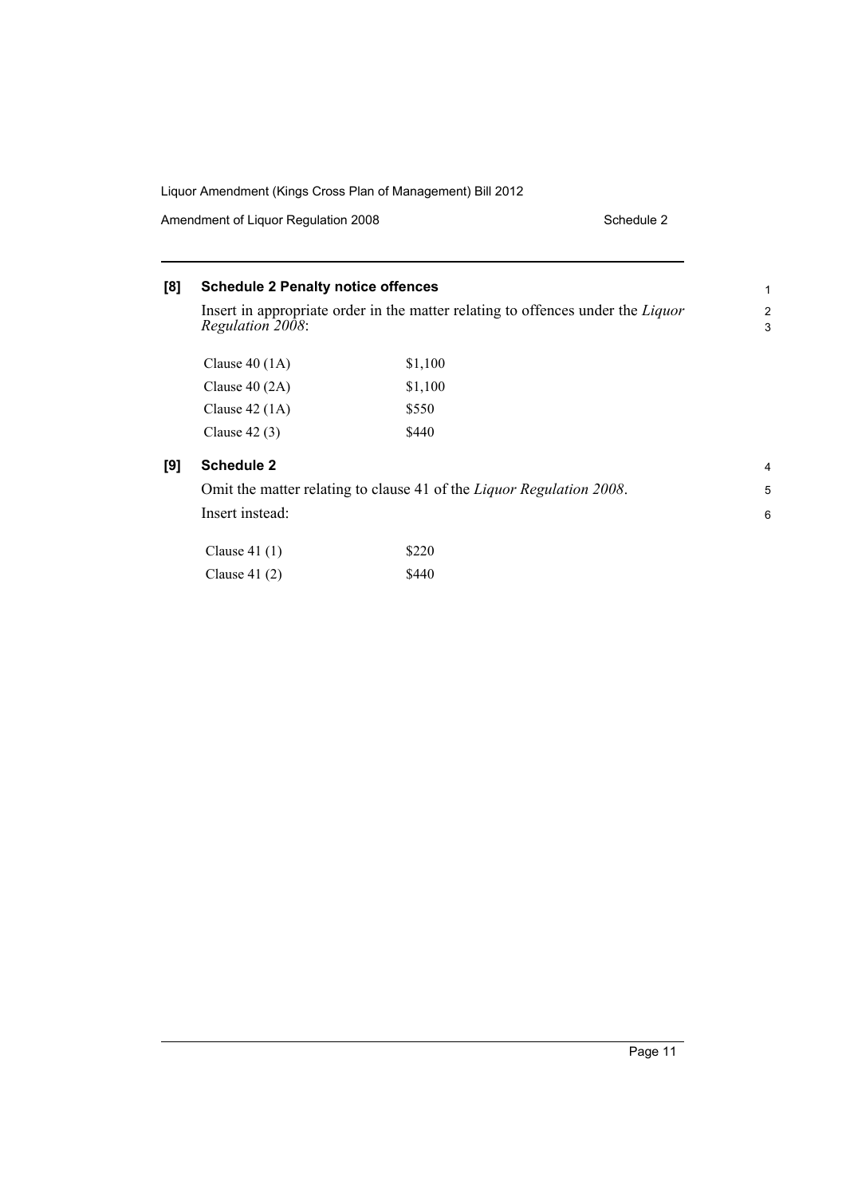**[8] Schedule 2 Penalty notice offences**

Insert in appropriate order in the matter relating to offences under the *Liquor Regulation 2008*:

| | |
|---|---|
| Clause 40 (1A) | $1,100 |
| Clause 40 (2A) | $1,100 |
| Clause 42 (1A) | $550 |
| Clause 42 (3) | $440 |

**[9] Schedule 2**

Omit the matter relating to clause 41 of the *Liquor Regulation 2008*.

Insert instead:

| | |
|---|---|
| Clause 41 (1) | $220 |
| Clause 41 (2) | $440 |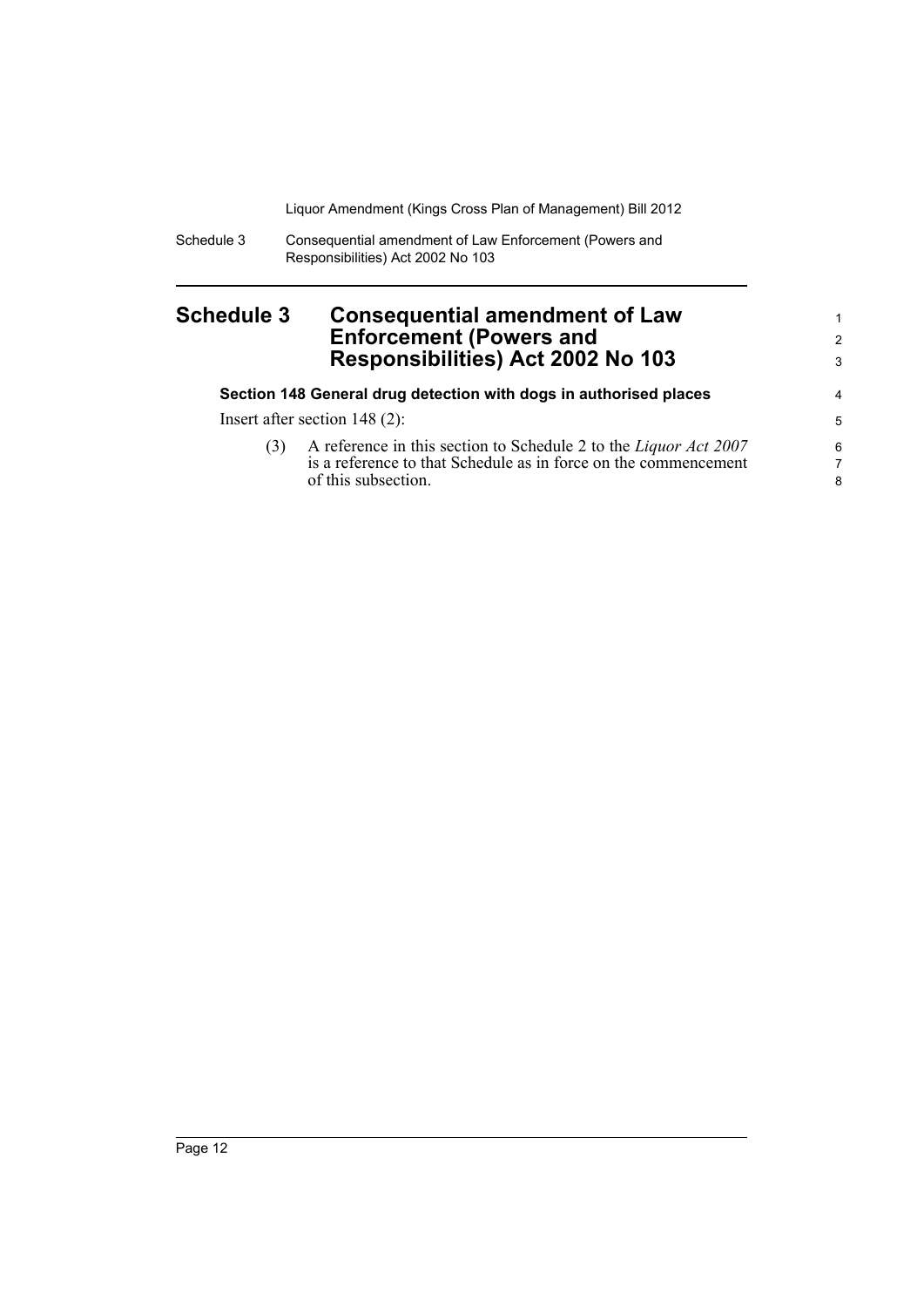# Schedule 3 Consequential amendment of Law Enforcement (Powers and Responsibilities) Act 2002 No 103

### Section 148 General drug detection with dogs in authorised places

Insert after section 148 (2):

(3) A reference in this section to Schedule 2 to the *Liquor Act 2007* is a reference to that Schedule as in force on the commencement of this subsection.